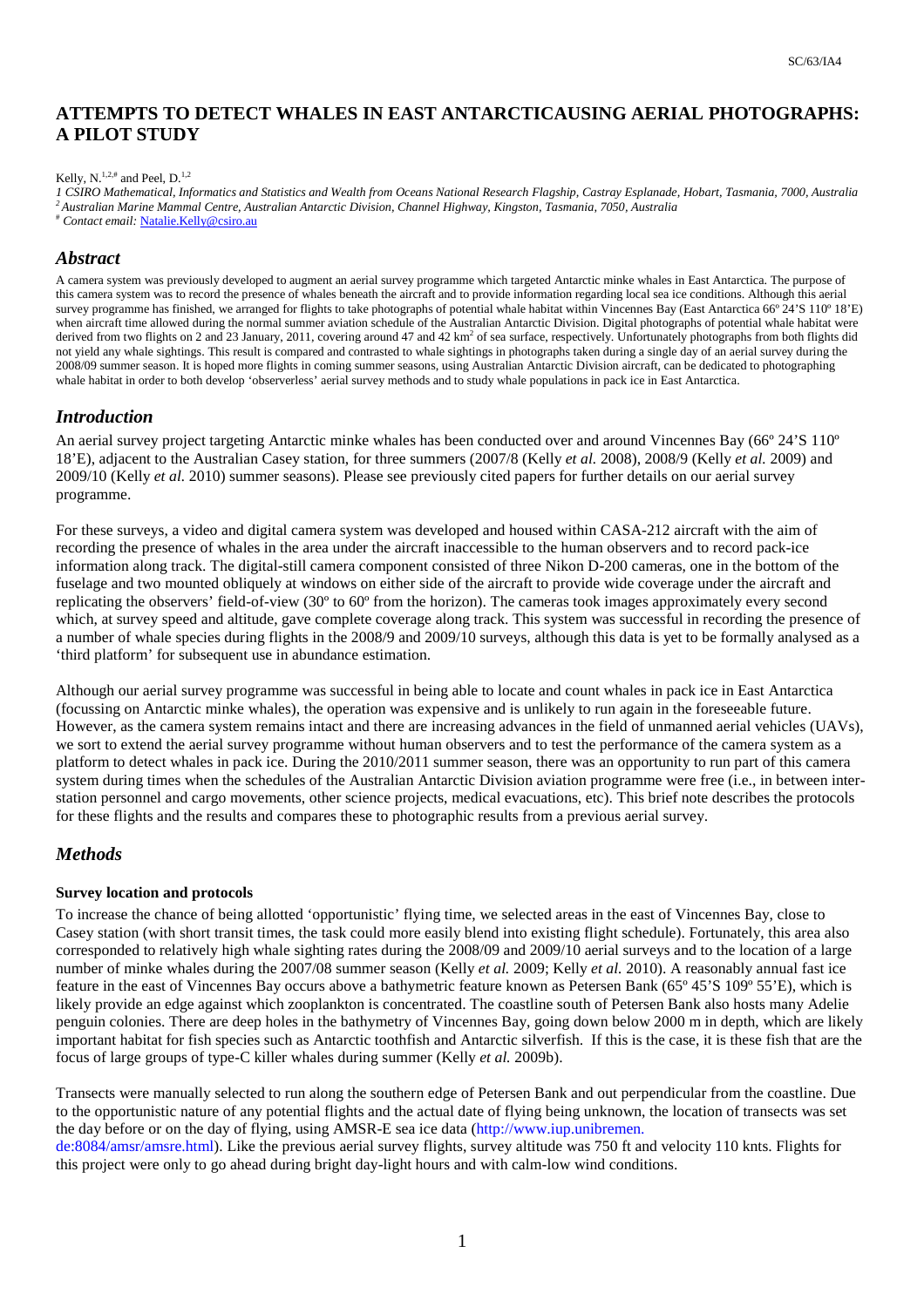# ATTEMPTS TO DETECT WHALES IN EAST ANTARCTICAUSING AERIAL PHOTOGRAPHS: A PILOT STUDY

Kelly, N.[1,2,#] and Peel, D.[1,2]

*1 CSIRO Mathematical, Informatics and Statistics and Wealth from Oceans National Research Flagship, Castray Esplanade, Hobart, Tasmania, 7000, Australia*
*[2] Australian Marine Mammal Centre, Australian Antarctic Division, Channel Highway, Kingston, Tasmania, 7050, Australia*
*[#] Contact email:* Natalie.Kelly@csiro.au

## *Abstract*

A camera system was previously developed to augment an aerial survey programme which targeted Antarctic minke whales in East Antarctica. The purpose of this camera system was to record the presence of whales beneath the aircraft and to provide information regarding local sea ice conditions. Although this aerial survey programme has finished, we arranged for flights to take photographs of potential whale habitat within Vincennes Bay (East Antarctica 66º 24'S 110º 18'E) when aircraft time allowed during the normal summer aviation schedule of the Australian Antarctic Division. Digital photographs of potential whale habitat were derived from two flights on 2 and 23 January, 2011, covering around 47 and 42 km$^2$ of sea surface, respectively. Unfortunately photographs from both flights did not yield any whale sightings. This result is compared and contrasted to whale sightings in photographs taken during a single day of an aerial survey during the 2008/09 summer season. It is hoped more flights in coming summer seasons, using Australian Antarctic Division aircraft, can be dedicated to photographing whale habitat in order to both develop 'observerless' aerial survey methods and to study whale populations in pack ice in East Antarctica.

## *Introduction*

An aerial survey project targeting Antarctic minke whales has been conducted over and around Vincennes Bay (66º 24'S 110º 18'E), adjacent to the Australian Casey station, for three summers (2007/8 (Kelly *et al.* 2008), 2008/9 (Kelly *et al.* 2009) and 2009/10 (Kelly *et al.* 2010) summer seasons). Please see previously cited papers for further details on our aerial survey programme.

For these surveys, a video and digital camera system was developed and housed within CASA-212 aircraft with the aim of recording the presence of whales in the area under the aircraft inaccessible to the human observers and to record pack-ice information along track. The digital-still camera component consisted of three Nikon D-200 cameras, one in the bottom of the fuselage and two mounted obliquely at windows on either side of the aircraft to provide wide coverage under the aircraft and replicating the observers' field-of-view (30º to 60º from the horizon). The cameras took images approximately every second which, at survey speed and altitude, gave complete coverage along track. This system was successful in recording the presence of a number of whale species during flights in the 2008/9 and 2009/10 surveys, although this data is yet to be formally analysed as a 'third platform' for subsequent use in abundance estimation.

Although our aerial survey programme was successful in being able to locate and count whales in pack ice in East Antarctica (focussing on Antarctic minke whales), the operation was expensive and is unlikely to run again in the foreseeable future. However, as the camera system remains intact and there are increasing advances in the field of unmanned aerial vehicles (UAVs), we sort to extend the aerial survey programme without human observers and to test the performance of the camera system as a platform to detect whales in pack ice. During the 2010/2011 summer season, there was an opportunity to run part of this camera system during times when the schedules of the Australian Antarctic Division aviation programme were free (i.e., in between inter-station personnel and cargo movements, other science projects, medical evacuations, etc). This brief note describes the protocols for these flights and the results and compares these to photographic results from a previous aerial survey.

## *Methods*

### Survey location and protocols

To increase the chance of being allotted 'opportunistic' flying time, we selected areas in the east of Vincennes Bay, close to Casey station (with short transit times, the task could more easily blend into existing flight schedule). Fortunately, this area also corresponded to relatively high whale sighting rates during the 2008/09 and 2009/10 aerial surveys and to the location of a large number of minke whales during the 2007/08 summer season (Kelly *et al.* 2009; Kelly *et al.* 2010). A reasonably annual fast ice feature in the east of Vincennes Bay occurs above a bathymetric feature known as Petersen Bank (65º 45'S 109º 55'E), which is likely provide an edge against which zooplankton is concentrated. The coastline south of Petersen Bank also hosts many Adelie penguin colonies. There are deep holes in the bathymetry of Vincennes Bay, going down below 2000 m in depth, which are likely important habitat for fish species such as Antarctic toothfish and Antarctic silverfish. If this is the case, it is these fish that are the focus of large groups of type-C killer whales during summer (Kelly *et al.* 2009b).

Transects were manually selected to run along the southern edge of Petersen Bank and out perpendicular from the coastline. Due to the opportunistic nature of any potential flights and the actual date of flying being unknown, the location of transects was set the day before or on the day of flying, using AMSR-E sea ice data (http://www.iup.unibremen.de:8084/amsr/amsre.html). Like the previous aerial survey flights, survey altitude was 750 ft and velocity 110 knts. Flights for this project were only to go ahead during bright day-light hours and with calm-low wind conditions.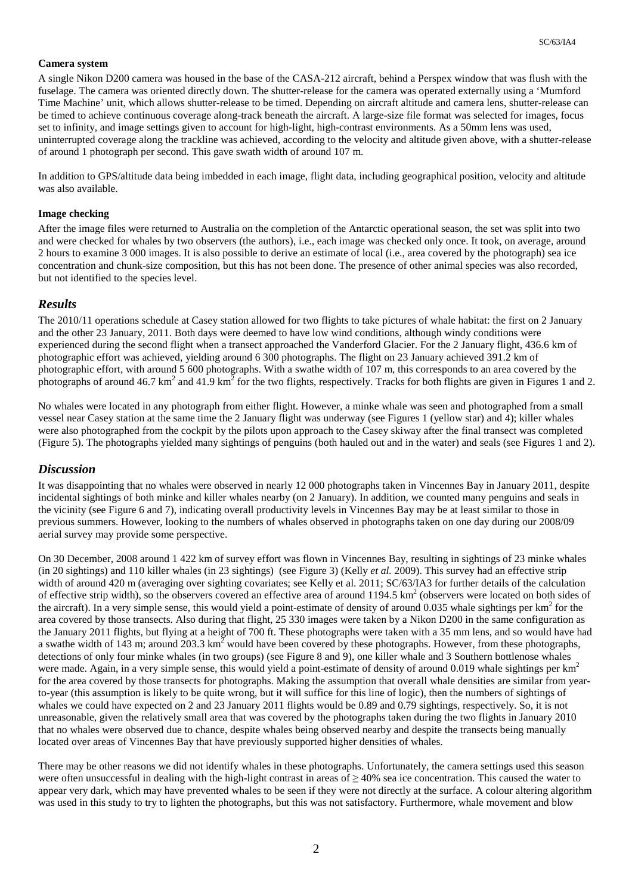#### Camera system

A single Nikon D200 camera was housed in the base of the CASA-212 aircraft, behind a Perspex window that was flush with the fuselage. The camera was oriented directly down. The shutter-release for the camera was operated externally using a 'Mumford Time Machine' unit, which allows shutter-release to be timed. Depending on aircraft altitude and camera lens, shutter-release can be timed to achieve continuous coverage along-track beneath the aircraft. A large-size file format was selected for images, focus set to infinity, and image settings given to account for high-light, high-contrast environments. As a 50mm lens was used, uninterrupted coverage along the trackline was achieved, according to the velocity and altitude given above, with a shutter-release of around 1 photograph per second. This gave swath width of around 107 m.

In addition to GPS/altitude data being imbedded in each image, flight data, including geographical position, velocity and altitude was also available.

#### Image checking

After the image files were returned to Australia on the completion of the Antarctic operational season, the set was split into two and were checked for whales by two observers (the authors), i.e., each image was checked only once. It took, on average, around 2 hours to examine 3 000 images. It is also possible to derive an estimate of local (i.e., area covered by the photograph) sea ice concentration and chunk-size composition, but this has not been done. The presence of other animal species was also recorded, but not identified to the species level.

## *Results*

The 2010/11 operations schedule at Casey station allowed for two flights to take pictures of whale habitat: the first on 2 January and the other 23 January, 2011. Both days were deemed to have low wind conditions, although windy conditions were experienced during the second flight when a transect approached the Vanderford Glacier. For the 2 January flight, 436.6 km of photographic effort was achieved, yielding around 6 300 photographs. The flight on 23 January achieved 391.2 km of photographic effort, with around 5 600 photographs. With a swathe width of 107 m, this corresponds to an area covered by the photographs of around 46.7 km$^2$ and 41.9 km$^2$ for the two flights, respectively. Tracks for both flights are given in Figures 1 and 2.

No whales were located in any photograph from either flight. However, a minke whale was seen and photographed from a small vessel near Casey station at the same time the 2 January flight was underway (see Figures 1 (yellow star) and 4); killer whales were also photographed from the cockpit by the pilots upon approach to the Casey skiway after the final transect was completed (Figure 5). The photographs yielded many sightings of penguins (both hauled out and in the water) and seals (see Figures 1 and 2).

## *Discussion*

It was disappointing that no whales were observed in nearly 12 000 photographs taken in Vincennes Bay in January 2011, despite incidental sightings of both minke and killer whales nearby (on 2 January). In addition, we counted many penguins and seals in the vicinity (see Figure 6 and 7), indicating overall productivity levels in Vincennes Bay may be at least similar to those in previous summers. However, looking to the numbers of whales observed in photographs taken on one day during our 2008/09 aerial survey may provide some perspective.

On 30 December, 2008 around 1 422 km of survey effort was flown in Vincennes Bay, resulting in sightings of 23 minke whales (in 20 sightings) and 110 killer whales (in 23 sightings) (see Figure 3) (Kelly *et al.* 2009). This survey had an effective strip width of around 420 m (averaging over sighting covariates; see Kelly et al. 2011; SC/63/IA3 for further details of the calculation of effective strip width), so the observers covered an effective area of around 1194.5 km$^2$ (observers were located on both sides of the aircraft). In a very simple sense, this would yield a point-estimate of density of around 0.035 whale sightings per km$^2$ for the area covered by those transects. Also during that flight, 25 330 images were taken by a Nikon D200 in the same configuration as the January 2011 flights, but flying at a height of 700 ft. These photographs were taken with a 35 mm lens, and so would have had a swathe width of 143 m; around 203.3 km$^2$ would have been covered by these photographs. However, from these photographs, detections of only four minke whales (in two groups) (see Figure 8 and 9), one killer whale and 3 Southern bottlenose whales were made. Again, in a very simple sense, this would yield a point-estimate of density of around 0.019 whale sightings per km$^2$ for the area covered by those transects for photographs. Making the assumption that overall whale densities are similar from year-to-year (this assumption is likely to be quite wrong, but it will suffice for this line of logic), then the numbers of sightings of whales we could have expected on 2 and 23 January 2011 flights would be 0.89 and 0.79 sightings, respectively. So, it is not unreasonable, given the relatively small area that was covered by the photographs taken during the two flights in January 2010 that no whales were observed due to chance, despite whales being observed nearby and despite the transects being manually located over areas of Vincennes Bay that have previously supported higher densities of whales.

There may be other reasons we did not identify whales in these photographs. Unfortunately, the camera settings used this season were often unsuccessful in dealing with the high-light contrast in areas of ≥ 40% sea ice concentration. This caused the water to appear very dark, which may have prevented whales to be seen if they were not directly at the surface. A colour altering algorithm was used in this study to try to lighten the photographs, but this was not satisfactory. Furthermore, whale movement and blow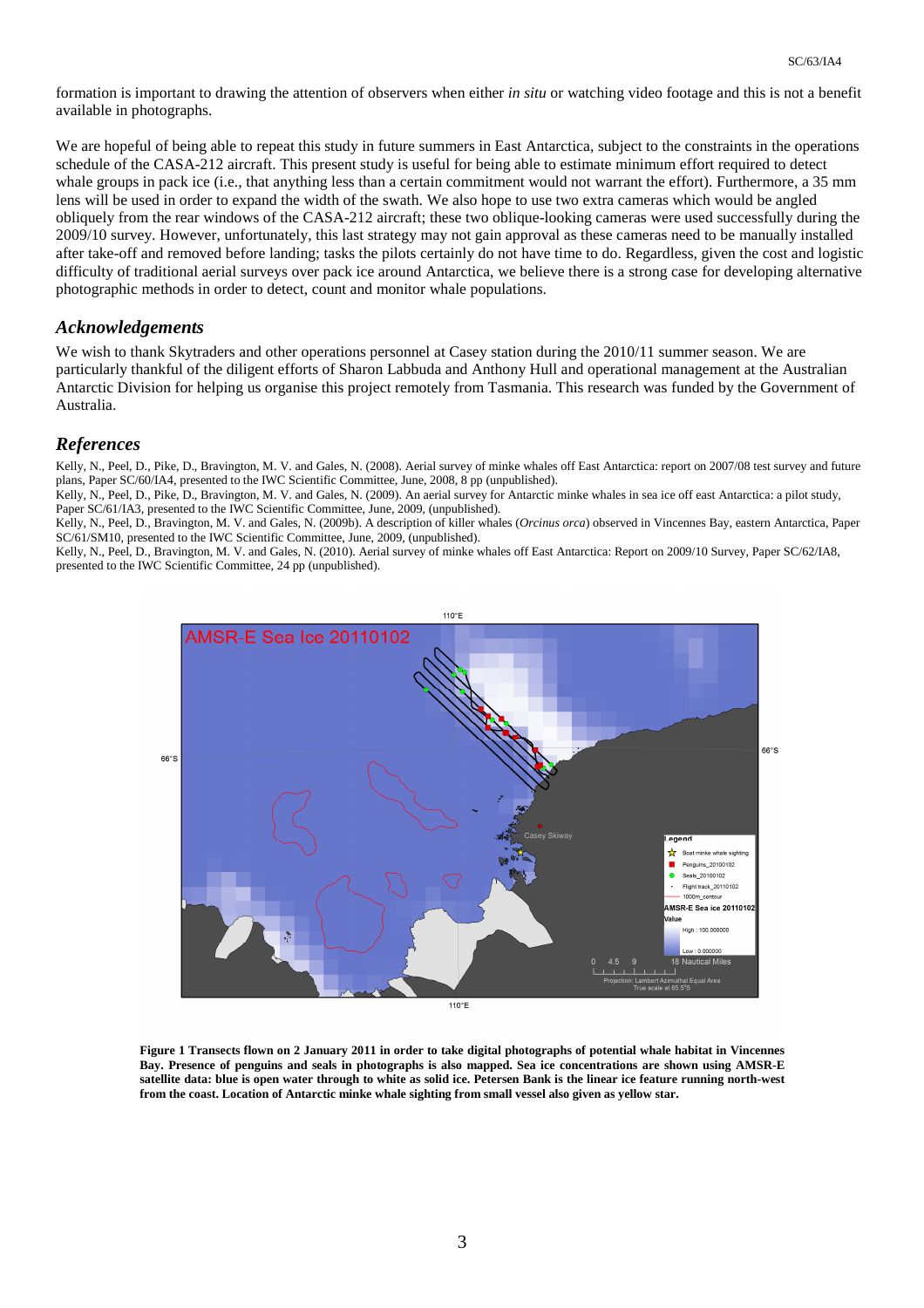formation is important to drawing the attention of observers when either *in situ* or watching video footage and this is not a benefit available in photographs.

We are hopeful of being able to repeat this study in future summers in East Antarctica, subject to the constraints in the operations schedule of the CASA-212 aircraft. This present study is useful for being able to estimate minimum effort required to detect whale groups in pack ice (i.e., that anything less than a certain commitment would not warrant the effort). Furthermore, a 35 mm lens will be used in order to expand the width of the swath. We also hope to use two extra cameras which would be angled obliquely from the rear windows of the CASA-212 aircraft; these two oblique-looking cameras were used successfully during the 2009/10 survey. However, unfortunately, this last strategy may not gain approval as these cameras need to be manually installed after take-off and removed before landing; tasks the pilots certainly do not have time to do. Regardless, given the cost and logistic difficulty of traditional aerial surveys over pack ice around Antarctica, we believe there is a strong case for developing alternative photographic methods in order to detect, count and monitor whale populations.

## *Acknowledgements*

We wish to thank Skytraders and other operations personnel at Casey station during the 2010/11 summer season. We are particularly thankful of the diligent efforts of Sharon Labbuda and Anthony Hull and operational management at the Australian Antarctic Division for helping us organise this project remotely from Tasmania. This research was funded by the Government of Australia.

## *References*

Kelly, N., Peel, D., Pike, D., Bravington, M. V. and Gales, N. (2008). Aerial survey of minke whales off East Antarctica: report on 2007/08 test survey and future plans, Paper SC/60/IA4, presented to the IWC Scientific Committee, June, 2008, 8 pp (unpublished).

Kelly, N., Peel, D., Pike, D., Bravington, M. V. and Gales, N. (2009). An aerial survey for Antarctic minke whales in sea ice off east Antarctica: a pilot study, Paper SC/61/IA3, presented to the IWC Scientific Committee, June, 2009, (unpublished).

Kelly, N., Peel, D., Bravington, M. V. and Gales, N. (2009b). A description of killer whales (*Orcinus orca*) observed in Vincennes Bay, eastern Antarctica, Paper SC/61/SM10, presented to the IWC Scientific Committee, June, 2009, (unpublished).

Kelly, N., Peel, D., Bravington, M. V. and Gales, N. (2010). Aerial survey of minke whales off East Antarctica: Report on 2009/10 Survey, Paper SC/62/IA8, presented to the IWC Scientific Committee, 24 pp (unpublished).

**Figure 1 Transects flown on 2 January 2011 in order to take digital photographs of potential whale habitat in Vincennes Bay. Presence of penguins and seals in photographs is also mapped. Sea ice concentrations are shown using AMSR-E satellite data: blue is open water through to white as solid ice. Petersen Bank is the linear ice feature running north-west from the coast. Location of Antarctic minke whale sighting from small vessel also given as yellow star.**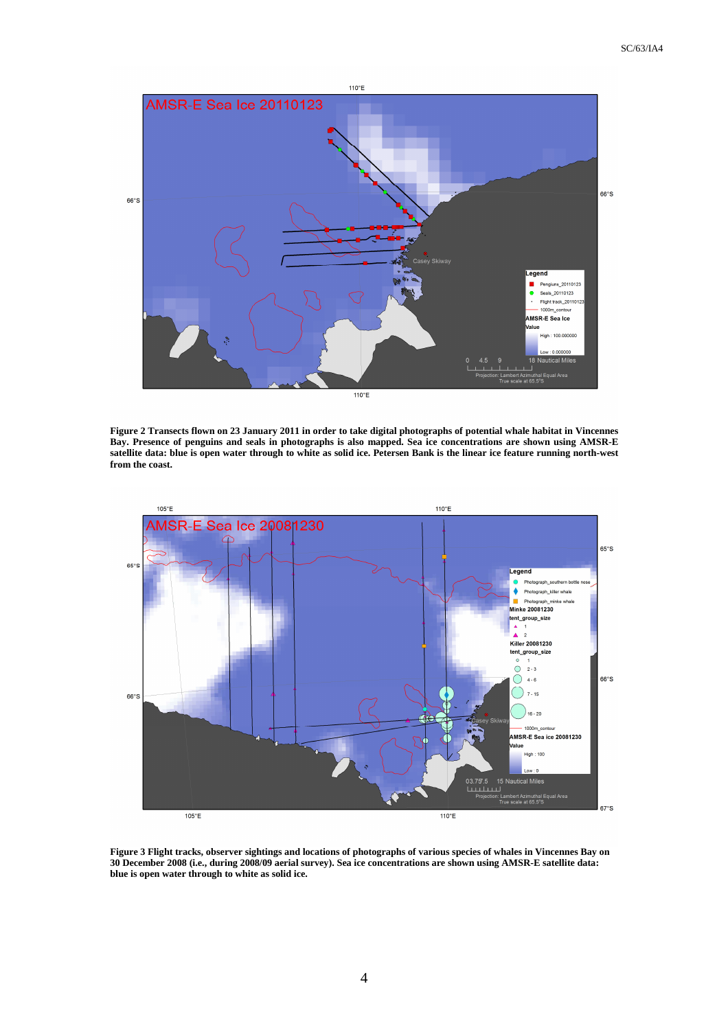**Figure 2 Transects flown on 23 January 2011 in order to take digital photographs of potential whale habitat in Vincennes Bay. Presence of penguins and seals in photographs is also mapped. Sea ice concentrations are shown using AMSR-E satellite data: blue is open water through to white as solid ice. Petersen Bank is the linear ice feature running north-west from the coast.**

**Figure 3 Flight tracks, observer sightings and locations of photographs of various species of whales in Vincennes Bay on 30 December 2008 (i.e., during 2008/09 aerial survey). Sea ice concentrations are shown using AMSR-E satellite data: blue is open water through to white as solid ice.**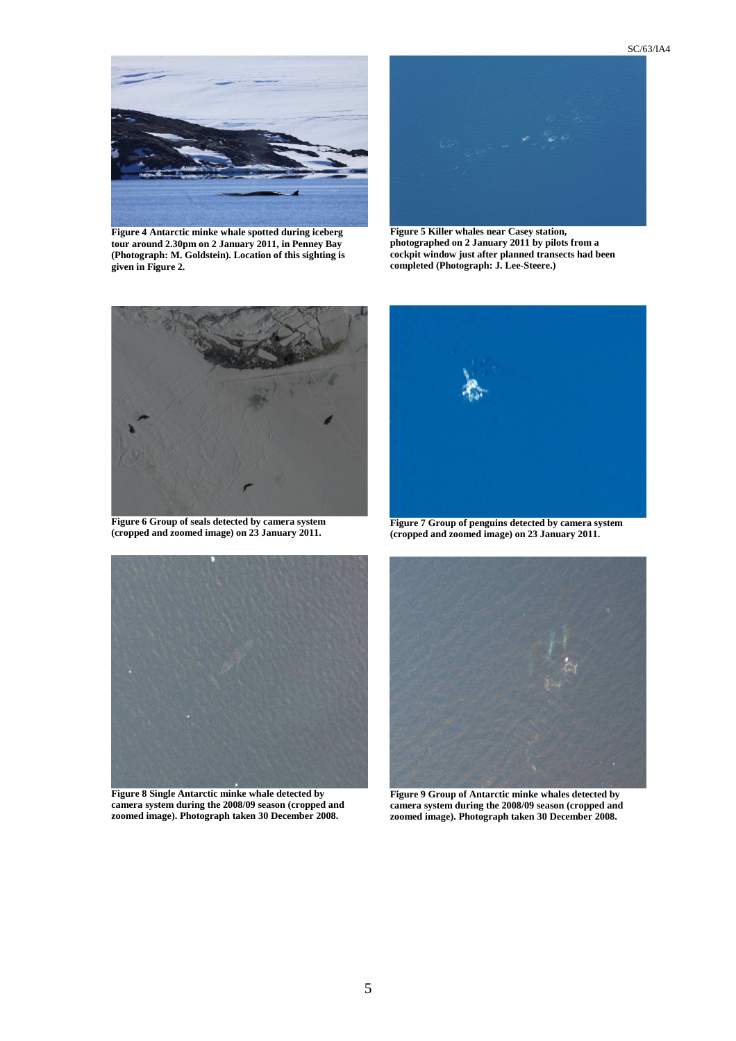**Figure 4 Antarctic minke whale spotted during iceberg tour around 2.30pm on 2 January 2011, in Penney Bay (Photograph: M. Goldstein). Location of this sighting is given in Figure 2.**

**Figure 5 Killer whales near Casey station, photographed on 2 January 2011 by pilots from a cockpit window just after planned transects had been completed (Photograph: J. Lee-Steere.)**

**Figure 6 Group of seals detected by camera system (cropped and zoomed image) on 23 January 2011.**

**Figure 7 Group of penguins detected by camera system (cropped and zoomed image) on 23 January 2011.**

**Figure 8 Single Antarctic minke whale detected by camera system during the 2008/09 season (cropped and zoomed image). Photograph taken 30 December 2008.**

**Figure 9 Group of Antarctic minke whales detected by camera system during the 2008/09 season (cropped and zoomed image). Photograph taken 30 December 2008.**